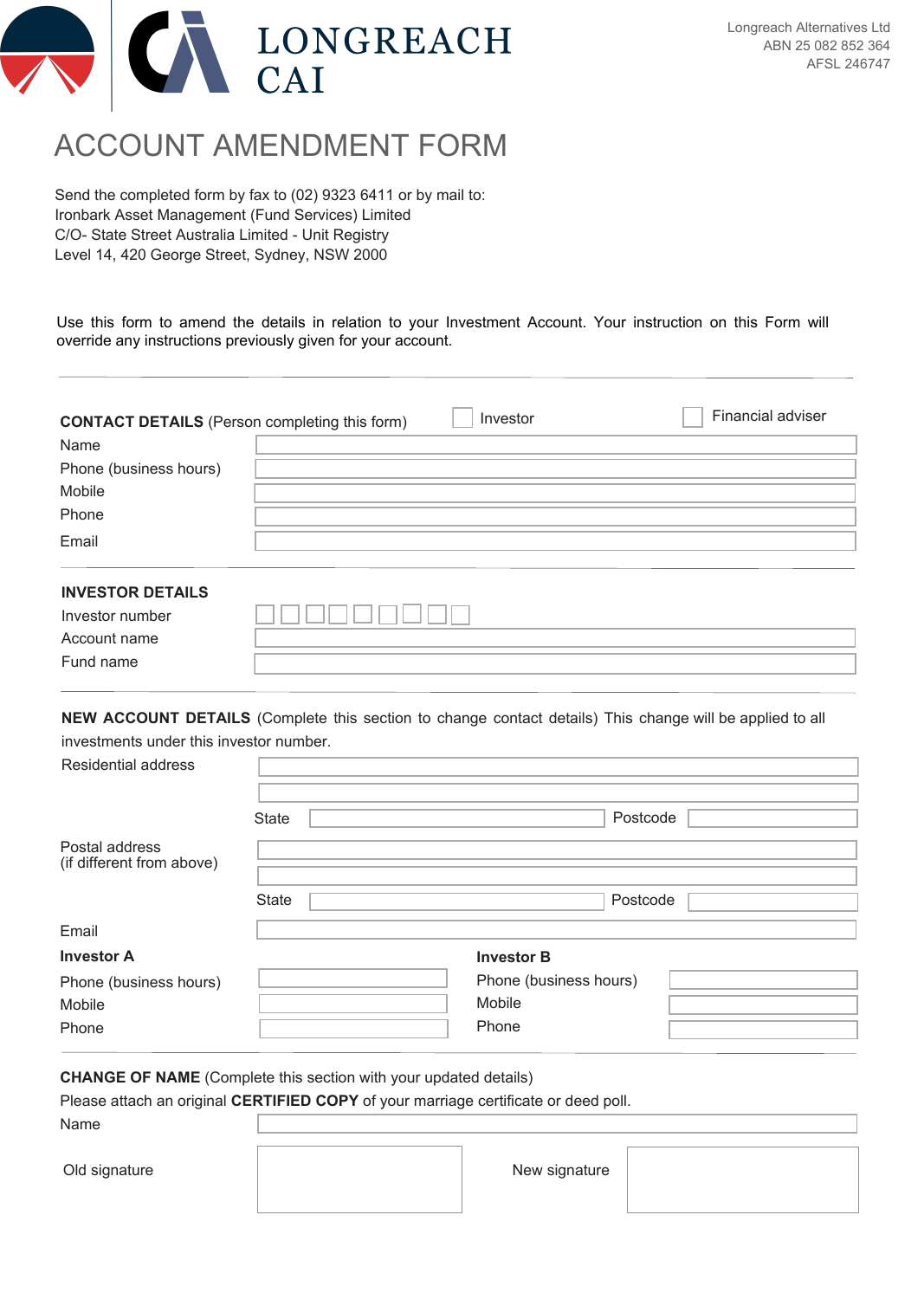LONGREACH CAI

Longreach Alternatives Ltd
ABN 25 082 852 364
AFSL 246747

# ACCOUNT AMENDMENT FORM

Send the completed form by fax to (02) 9323 6411 or by mail to:
Ironbark Asset Management (Fund Services) Limited
C/O- State Street Australia Limited - Unit Registry
Level 14, 420 George Street, Sydney, NSW 2000

Use this form to amend the details in relation to your Investment Account. Your instruction on this Form will override any instructions previously given for your account.

---

**CONTACT DETAILS** (Person completing this form) ☐ Investor ☐ Financial adviser

Name

Phone (business hours)

Mobile

Phone

Email

---

**INVESTOR DETAILS**

Investor number ☐☐☐☐☐☐☐☐☐

Account name

Fund name

---

**NEW ACCOUNT DETAILS** (Complete this section to change contact details) This change will be applied to all investments under this investor number.

Residential address

State Postcode

Postal address
(if different from above)

State Postcode

Email

| **Investor A** | | **Investor B** | |
|---|---|---|---|
| Phone (business hours) | | Phone (business hours) | |
| Mobile | | Mobile | |
| Phone | | Phone | |

---

**CHANGE OF NAME** (Complete this section with your updated details)
Please attach an original **CERTIFIED COPY** of your marriage certificate or deed poll.

Name

Old signature New signature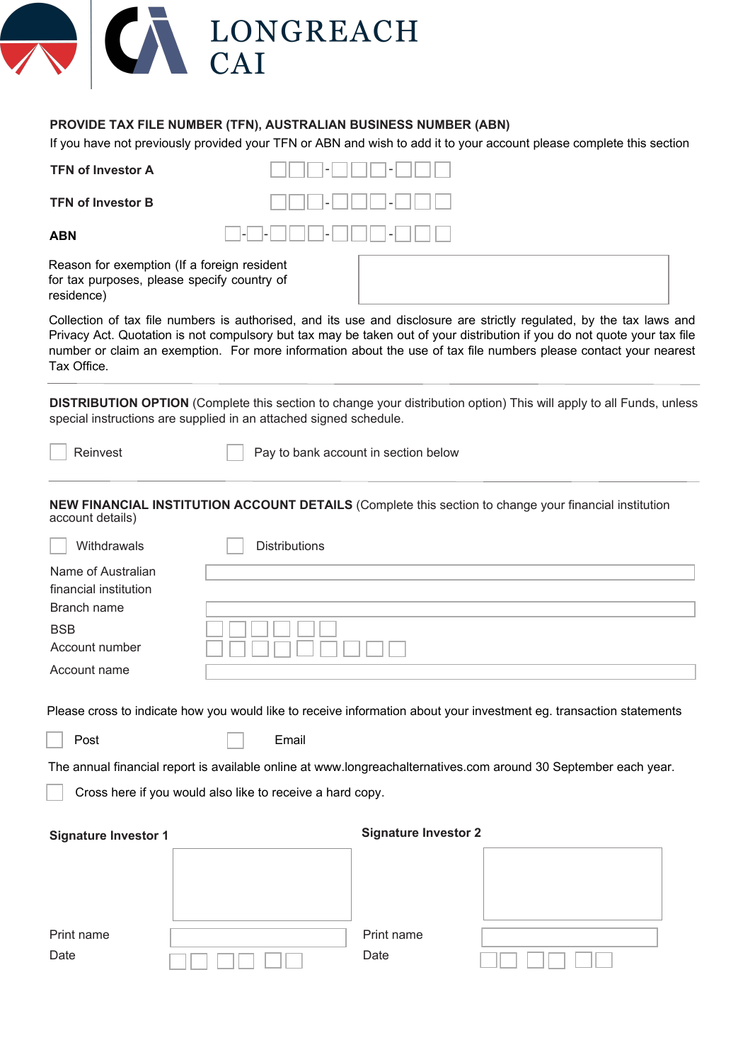LONGREACH CAI

**PROVIDE TAX FILE NUMBER (TFN), AUSTRALIAN BUSINESS NUMBER (ABN)**

If you have not previously provided your TFN or ABN and wish to add it to your account please complete this section

**TFN of Investor A** ☐☐☐-☐☐☐-☐☐☐

**TFN of Investor B** ☐☐☐-☐☐☐-☐☐☐

**ABN** ☐-☐-☐☐☐-☐☐☐-☐☐☐

Reason for exemption (If a foreign resident for tax purposes, please specify country of residence)

Collection of tax file numbers is authorised, and its use and disclosure are strictly regulated, by the tax laws and Privacy Act. Quotation is not compulsory but tax may be taken out of your distribution if you do not quote your tax file number or claim an exemption. For more information about the use of tax file numbers please contact your nearest Tax Office.

---

**DISTRIBUTION OPTION** (Complete this section to change your distribution option) This will apply to all Funds, unless special instructions are supplied in an attached signed schedule.

☐ Reinvest ☐ Pay to bank account in section below

---

**NEW FINANCIAL INSTITUTION ACCOUNT DETAILS** (Complete this section to change your financial institution account details)

☐ Withdrawals ☐ Distributions

Name of Australian financial institution

Branch name

BSB ☐☐☐☐☐☐

Account number ☐☐☐☐☐☐☐☐☐

Account name

Please cross to indicate how you would like to receive information about your investment eg. transaction statements

☐ Post ☐ Email

The annual financial report is available online at www.longreachalternatives.com around 30 September each year.

☐ Cross here if you would also like to receive a hard copy.

**Signature Investor 1**

Print name

Date ☐☐ ☐☐ ☐☐

**Signature Investor 2**

Print name

Date ☐☐ ☐☐ ☐☐